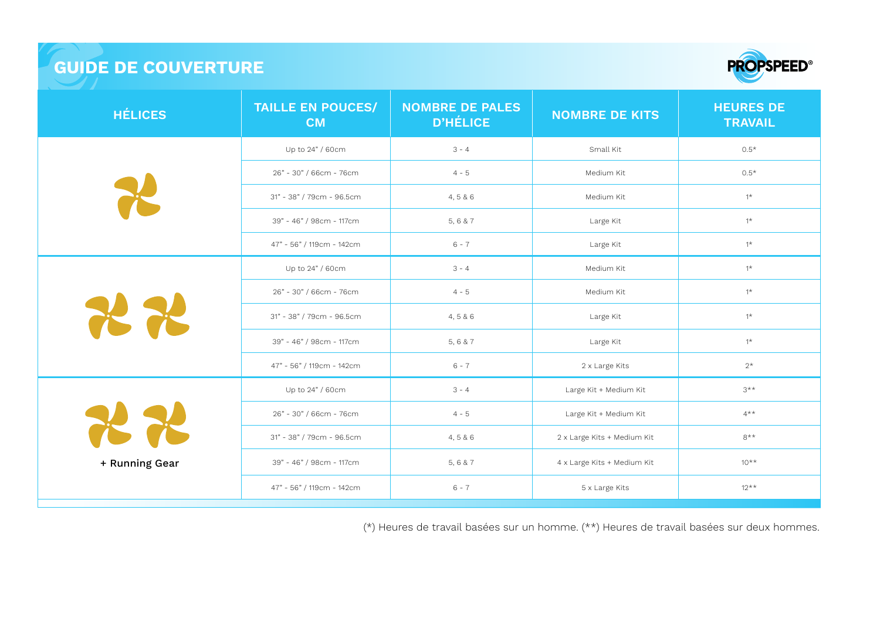# GUIDE DE COUVERTURE

PROPSPEED®

| HÉLICES | TAILLE EN POUCES/ CM | NOMBRE DE PALES D'HÉLICE | NOMBRE DE KITS | HEURES DE TRAVAIL |
|---|---|---|---|---|
| 1 hélice | Up to 24" / 60cm | 3 - 4 | Small Kit | 0.5* |
| | 26" - 30" / 66cm - 76cm | 4 - 5 | Medium Kit | 0.5* |
| | 31" - 38" / 79cm - 96.5cm | 4, 5 & 6 | Medium Kit | 1* |
| | 39" - 46" / 98cm - 117cm | 5, 6 & 7 | Large Kit | 1* |
| | 47" - 56" / 119cm - 142cm | 6 - 7 | Large Kit | 1* |
| 2 hélices | Up to 24" / 60cm | 3 - 4 | Medium Kit | 1* |
| | 26" - 30" / 66cm - 76cm | 4 - 5 | Medium Kit | 1* |
| | 31" - 38" / 79cm - 96.5cm | 4, 5 & 6 | Large Kit | 1* |
| | 39" - 46" / 98cm - 117cm | 5, 6 & 7 | Large Kit | 1* |
| | 47" - 56" / 119cm - 142cm | 6 - 7 | 2 x Large Kits | 2* |
| 2 hélices + Running Gear | Up to 24" / 60cm | 3 - 4 | Large Kit + Medium Kit | 3** |
| | 26" - 30" / 66cm - 76cm | 4 - 5 | Large Kit + Medium Kit | 4** |
| | 31" - 38" / 79cm - 96.5cm | 4, 5 & 6 | 2 x Large Kits + Medium Kit | 8** |
| | 39" - 46" / 98cm - 117cm | 5, 6 & 7 | 4 x Large Kits + Medium Kit | 10** |
| | 47" - 56" / 119cm - 142cm | 6 - 7 | 5 x Large Kits | 12** |

(*) Heures de travail basées sur un homme. (**) Heures de travail basées sur deux hommes.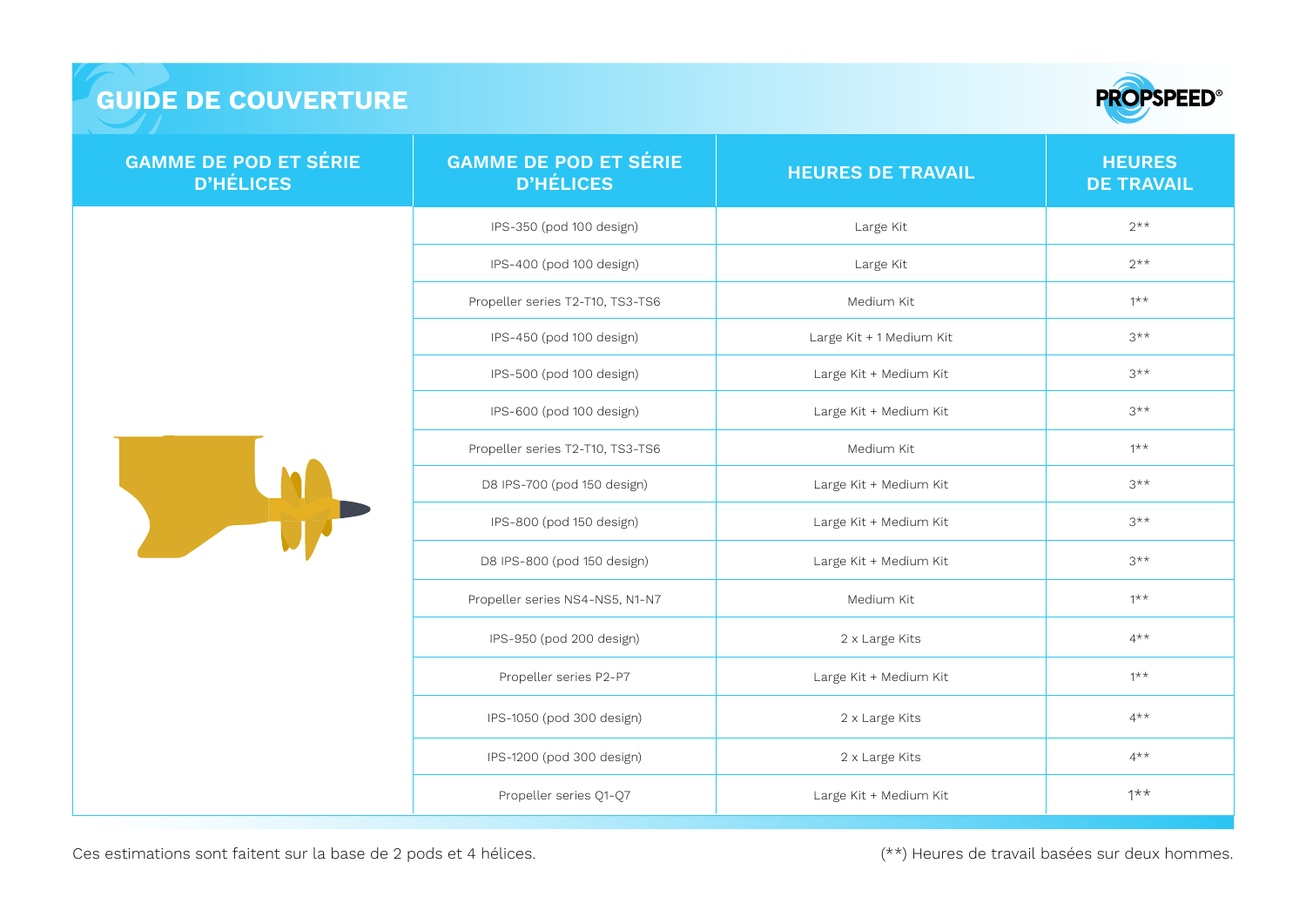# GUIDE DE COUVERTURE

PROPSPEED®

| GAMME DE POD ET SÉRIE D'HÉLICES | GAMME DE POD ET SÉRIE D'HÉLICES | HEURES DE TRAVAIL | HEURES DE TRAVAIL |
|---|---|---|---|
| | IPS-350 (pod 100 design) | Large Kit | 2** |
| | IPS-400 (pod 100 design) | Large Kit | 2** |
| | Propeller series T2-T10, TS3-TS6 | Medium Kit | 1** |
| | IPS-450 (pod 100 design) | Large Kit + 1 Medium Kit | 3** |
| | IPS-500 (pod 100 design) | Large Kit + Medium Kit | 3** |
| | IPS-600 (pod 100 design) | Large Kit + Medium Kit | 3** |
| | Propeller series T2-T10, TS3-TS6 | Medium Kit | 1** |
| | D8 IPS-700 (pod 150 design) | Large Kit + Medium Kit | 3** |
| | IPS-800 (pod 150 design) | Large Kit + Medium Kit | 3** |
| | D8 IPS-800 (pod 150 design) | Large Kit + Medium Kit | 3** |
| | Propeller series NS4-NS5, N1-N7 | Medium Kit | 1** |
| | IPS-950 (pod 200 design) | 2 x Large Kits | 4** |
| | Propeller series P2-P7 | Large Kit + Medium Kit | 1** |
| | IPS-1050 (pod 300 design) | 2 x Large Kits | 4** |
| | IPS-1200 (pod 300 design) | 2 x Large Kits | 4** |
| | Propeller series Q1-Q7 | Large Kit + Medium Kit | 1** |

Ces estimations sont faitent sur la base de 2 pods et 4 hélices.

(**) Heures de travail basées sur deux hommes.